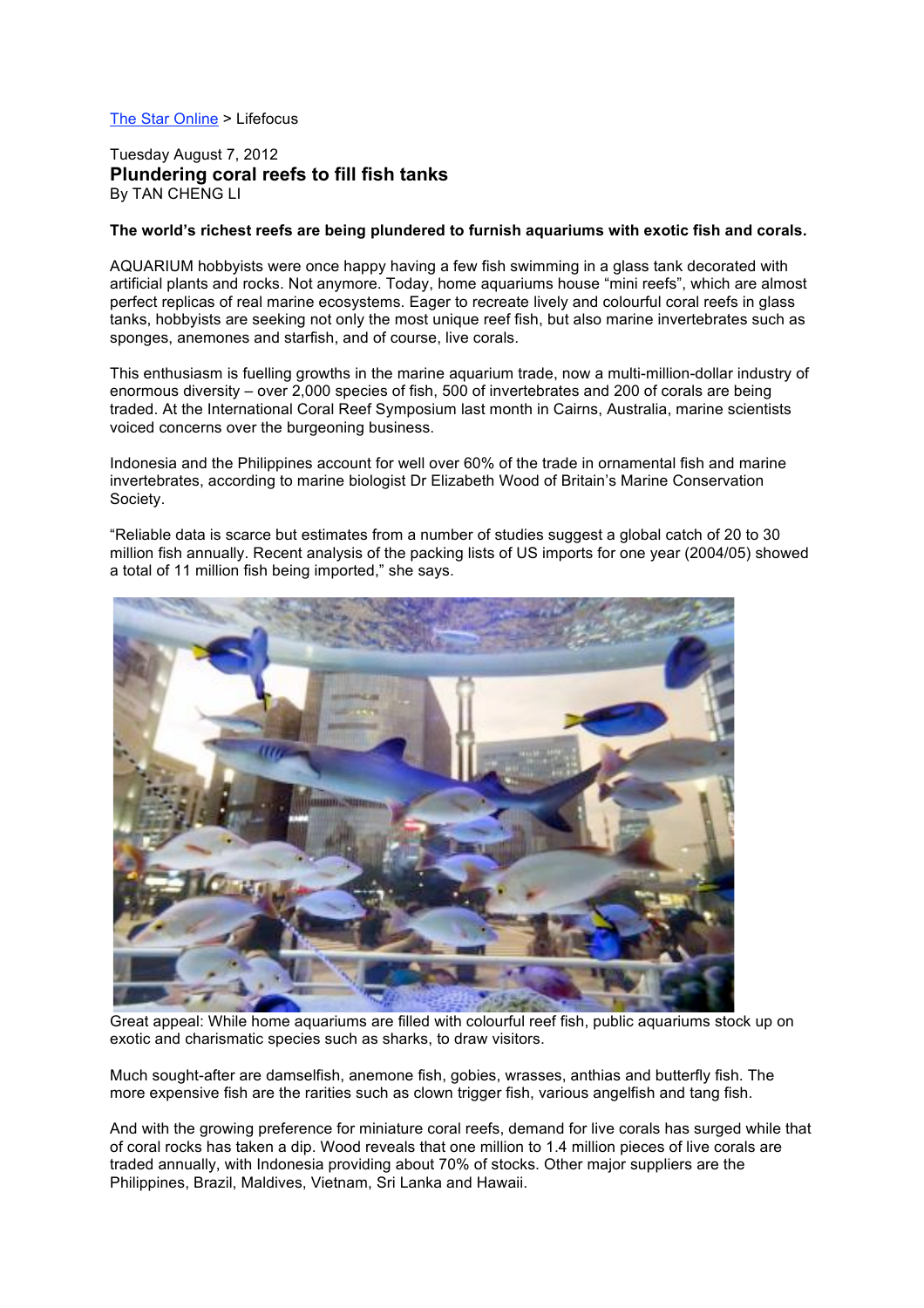The Star Online > Lifefocus

Tuesday August 7, 2012

# Plundering coral reefs to fill fish tanks

By TAN CHENG LI

**The world's richest reefs are being plundered to furnish aquariums with exotic fish and corals.**

AQUARIUM hobbyists were once happy having a few fish swimming in a glass tank decorated with artificial plants and rocks. Not anymore. Today, home aquariums house "mini reefs", which are almost perfect replicas of real marine ecosystems. Eager to recreate lively and colourful coral reefs in glass tanks, hobbyists are seeking not only the most unique reef fish, but also marine invertebrates such as sponges, anemones and starfish, and of course, live corals.

This enthusiasm is fuelling growths in the marine aquarium trade, now a multi-million-dollar industry of enormous diversity – over 2,000 species of fish, 500 of invertebrates and 200 of corals are being traded. At the International Coral Reef Symposium last month in Cairns, Australia, marine scientists voiced concerns over the burgeoning business.

Indonesia and the Philippines account for well over 60% of the trade in ornamental fish and marine invertebrates, according to marine biologist Dr Elizabeth Wood of Britain's Marine Conservation Society.

"Reliable data is scarce but estimates from a number of studies suggest a global catch of 20 to 30 million fish annually. Recent analysis of the packing lists of US imports for one year (2004/05) showed a total of 11 million fish being imported," she says.

Great appeal: While home aquariums are filled with colourful reef fish, public aquariums stock up on exotic and charismatic species such as sharks, to draw visitors.

Much sought-after are damselfish, anemone fish, gobies, wrasses, anthias and butterfly fish. The more expensive fish are the rarities such as clown trigger fish, various angelfish and tang fish.

And with the growing preference for miniature coral reefs, demand for live corals has surged while that of coral rocks has taken a dip. Wood reveals that one million to 1.4 million pieces of live corals are traded annually, with Indonesia providing about 70% of stocks. Other major suppliers are the Philippines, Brazil, Maldives, Vietnam, Sri Lanka and Hawaii.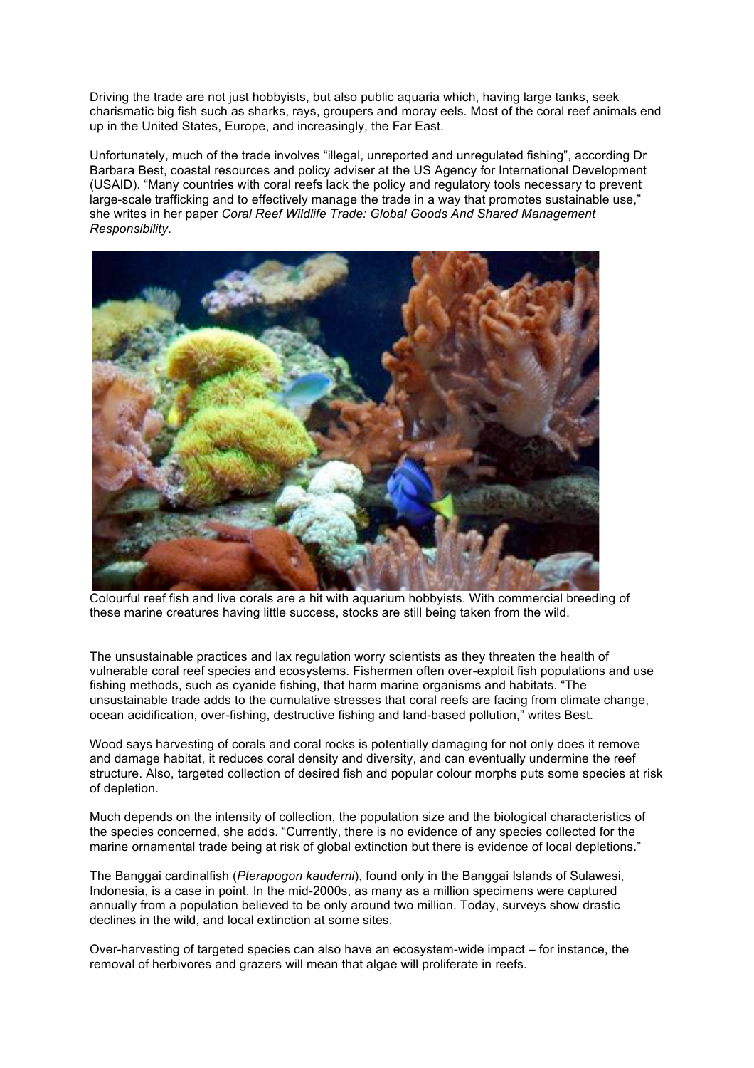Driving the trade are not just hobbyists, but also public aquaria which, having large tanks, seek charismatic big fish such as sharks, rays, groupers and moray eels. Most of the coral reef animals end up in the United States, Europe, and increasingly, the Far East.

Unfortunately, much of the trade involves "illegal, unreported and unregulated fishing", according Dr Barbara Best, coastal resources and policy adviser at the US Agency for International Development (USAID). "Many countries with coral reefs lack the policy and regulatory tools necessary to prevent large-scale trafficking and to effectively manage the trade in a way that promotes sustainable use," she writes in her paper *Coral Reef Wildlife Trade: Global Goods And Shared Management Responsibility*.

Colourful reef fish and live corals are a hit with aquarium hobbyists. With commercial breeding of these marine creatures having little success, stocks are still being taken from the wild.

The unsustainable practices and lax regulation worry scientists as they threaten the health of vulnerable coral reef species and ecosystems. Fishermen often over-exploit fish populations and use fishing methods, such as cyanide fishing, that harm marine organisms and habitats. "The unsustainable trade adds to the cumulative stresses that coral reefs are facing from climate change, ocean acidification, over-fishing, destructive fishing and land-based pollution," writes Best.

Wood says harvesting of corals and coral rocks is potentially damaging for not only does it remove and damage habitat, it reduces coral density and diversity, and can eventually undermine the reef structure. Also, targeted collection of desired fish and popular colour morphs puts some species at risk of depletion.

Much depends on the intensity of collection, the population size and the biological characteristics of the species concerned, she adds. "Currently, there is no evidence of any species collected for the marine ornamental trade being at risk of global extinction but there is evidence of local depletions."

The Banggai cardinalfish (*Pterapogon kauderni*), found only in the Banggai Islands of Sulawesi, Indonesia, is a case in point. In the mid-2000s, as many as a million specimens were captured annually from a population believed to be only around two million. Today, surveys show drastic declines in the wild, and local extinction at some sites.

Over-harvesting of targeted species can also have an ecosystem-wide impact – for instance, the removal of herbivores and grazers will mean that algae will proliferate in reefs.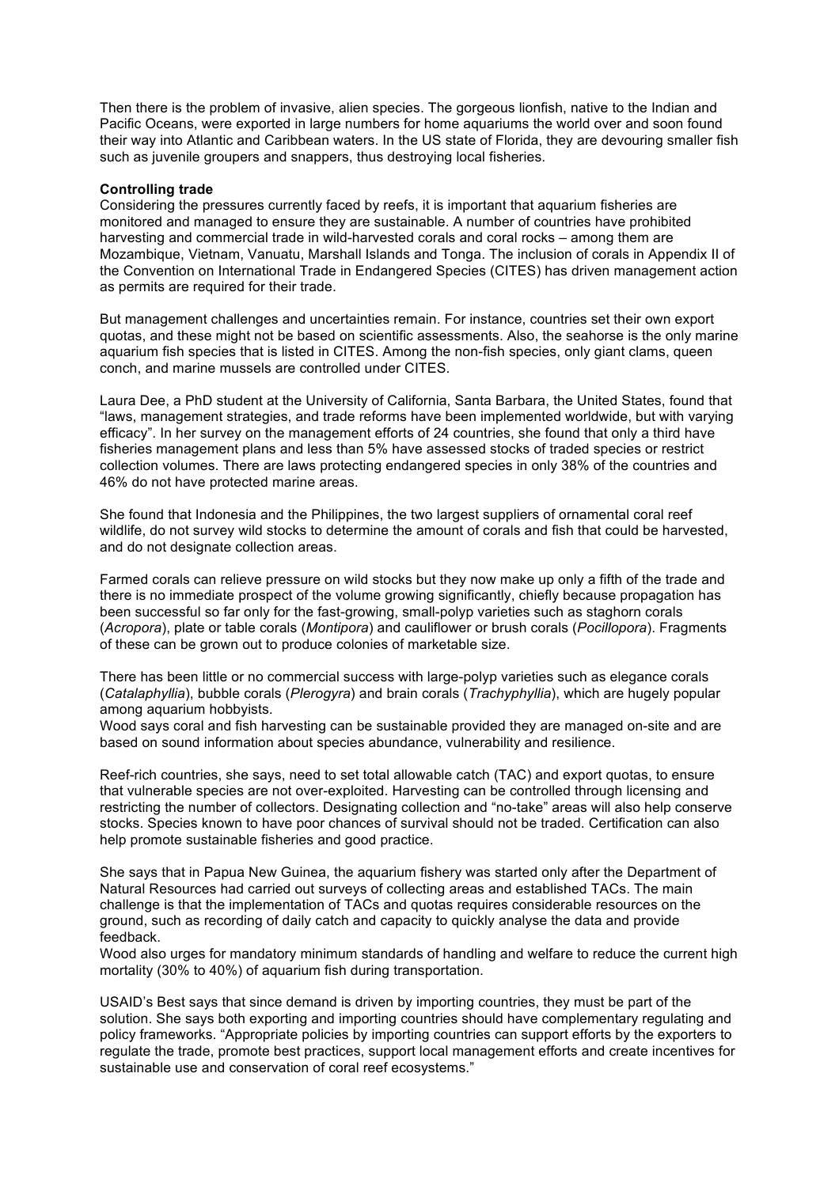Then there is the problem of invasive, alien species. The gorgeous lionfish, native to the Indian and Pacific Oceans, were exported in large numbers for home aquariums the world over and soon found their way into Atlantic and Caribbean waters. In the US state of Florida, they are devouring smaller fish such as juvenile groupers and snappers, thus destroying local fisheries.

**Controlling trade**

Considering the pressures currently faced by reefs, it is important that aquarium fisheries are monitored and managed to ensure they are sustainable. A number of countries have prohibited harvesting and commercial trade in wild-harvested corals and coral rocks – among them are Mozambique, Vietnam, Vanuatu, Marshall Islands and Tonga. The inclusion of corals in Appendix II of the Convention on International Trade in Endangered Species (CITES) has driven management action as permits are required for their trade.

But management challenges and uncertainties remain. For instance, countries set their own export quotas, and these might not be based on scientific assessments. Also, the seahorse is the only marine aquarium fish species that is listed in CITES. Among the non-fish species, only giant clams, queen conch, and marine mussels are controlled under CITES.

Laura Dee, a PhD student at the University of California, Santa Barbara, the United States, found that "laws, management strategies, and trade reforms have been implemented worldwide, but with varying efficacy". In her survey on the management efforts of 24 countries, she found that only a third have fisheries management plans and less than 5% have assessed stocks of traded species or restrict collection volumes. There are laws protecting endangered species in only 38% of the countries and 46% do not have protected marine areas.

She found that Indonesia and the Philippines, the two largest suppliers of ornamental coral reef wildlife, do not survey wild stocks to determine the amount of corals and fish that could be harvested, and do not designate collection areas.

Farmed corals can relieve pressure on wild stocks but they now make up only a fifth of the trade and there is no immediate prospect of the volume growing significantly, chiefly because propagation has been successful so far only for the fast-growing, small-polyp varieties such as staghorn corals (*Acropora*), plate or table corals (*Montipora*) and cauliflower or brush corals (*Pocillopora*). Fragments of these can be grown out to produce colonies of marketable size.

There has been little or no commercial success with large-polyp varieties such as elegance corals (*Catalaphyllia*), bubble corals (*Plerogyra*) and brain corals (*Trachyphyllia*), which are hugely popular among aquarium hobbyists.

Wood says coral and fish harvesting can be sustainable provided they are managed on-site and are based on sound information about species abundance, vulnerability and resilience.

Reef-rich countries, she says, need to set total allowable catch (TAC) and export quotas, to ensure that vulnerable species are not over-exploited. Harvesting can be controlled through licensing and restricting the number of collectors. Designating collection and "no-take" areas will also help conserve stocks. Species known to have poor chances of survival should not be traded. Certification can also help promote sustainable fisheries and good practice.

She says that in Papua New Guinea, the aquarium fishery was started only after the Department of Natural Resources had carried out surveys of collecting areas and established TACs. The main challenge is that the implementation of TACs and quotas requires considerable resources on the ground, such as recording of daily catch and capacity to quickly analyse the data and provide feedback.

Wood also urges for mandatory minimum standards of handling and welfare to reduce the current high mortality (30% to 40%) of aquarium fish during transportation.

USAID's Best says that since demand is driven by importing countries, they must be part of the solution. She says both exporting and importing countries should have complementary regulating and policy frameworks. "Appropriate policies by importing countries can support efforts by the exporters to regulate the trade, promote best practices, support local management efforts and create incentives for sustainable use and conservation of coral reef ecosystems."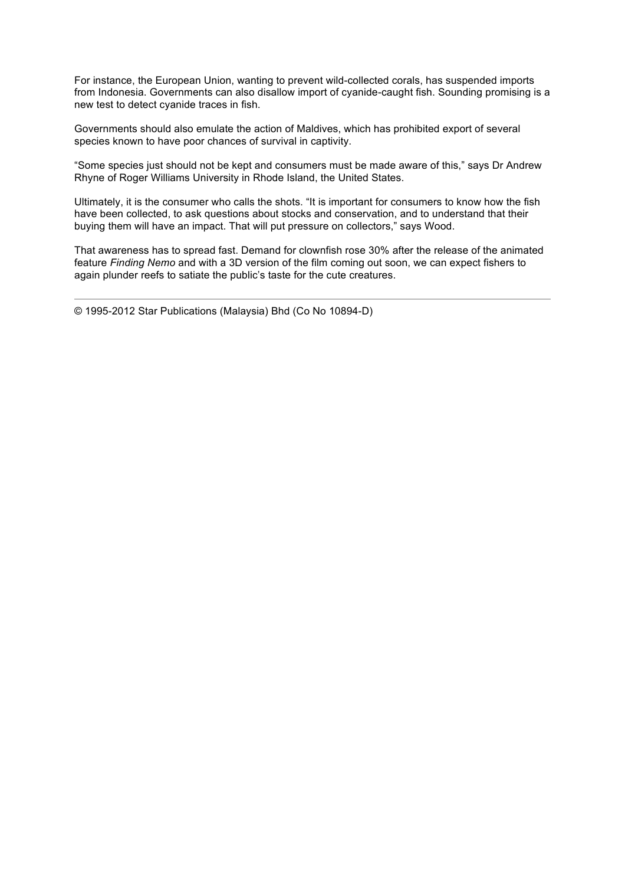For instance, the European Union, wanting to prevent wild-collected corals, has suspended imports from Indonesia. Governments can also disallow import of cyanide-caught fish. Sounding promising is a new test to detect cyanide traces in fish.

Governments should also emulate the action of Maldives, which has prohibited export of several species known to have poor chances of survival in captivity.

"Some species just should not be kept and consumers must be made aware of this," says Dr Andrew Rhyne of Roger Williams University in Rhode Island, the United States.

Ultimately, it is the consumer who calls the shots. "It is important for consumers to know how the fish have been collected, to ask questions about stocks and conservation, and to understand that their buying them will have an impact. That will put pressure on collectors," says Wood.

That awareness has to spread fast. Demand for clownfish rose 30% after the release of the animated feature *Finding Nemo* and with a 3D version of the film coming out soon, we can expect fishers to again plunder reefs to satiate the public's taste for the cute creatures.

---

© 1995-2012 Star Publications (Malaysia) Bhd (Co No 10894-D)